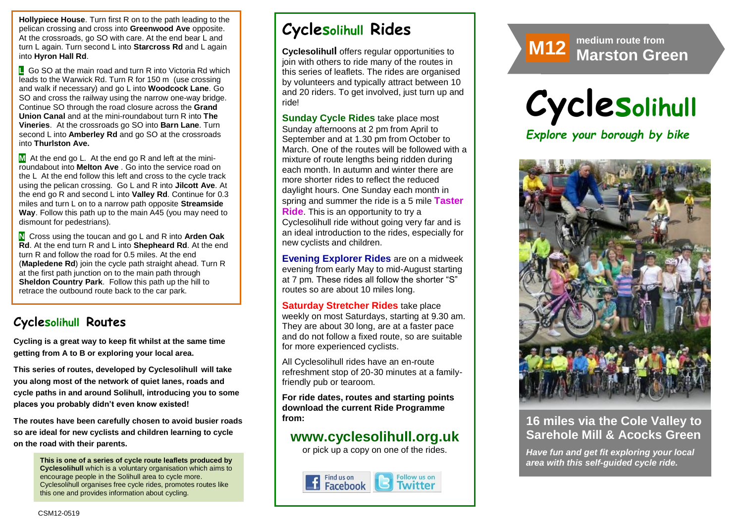**Hollypiece House**. Turn first R on to the path leading to the pelican crossing and cross into **Greenwood Ave** opposite. At the crossroads, go SO with care. At the end bear L and turn L again. Turn second L into **Starcross Rd** and L again into **Hyron Hall Rd**.

**L** Go SO at the main road and turn R into Victoria Rd which leads to the Warwick Rd. Turn R for 150 m (use crossing and walk if necessary) and go L into **Woodcock Lane**. Go SO and cross the railway using the narrow one-way bridge. Continue SO through the road closure across the **Grand Union Canal** and at the mini-roundabout turn R into **The Vineries**. At the crossroads go SO into **Barn Lane**. Turn second L into **Amberley Rd** and go SO at the crossroads into **Thurlston Ave.**

**M** At the end go L. At the end go R and left at the mini-roundabout into **Melton Ave** . Go into the service road on the L At the end follow this left and cross to the cycle track using the pelican crossing. Go L and R into **Jilcott Ave**. At the end go R and second L into **Valley Rd**. Continue for 0.3 miles and turn L on to a narrow path opposite **Streamside Way**. Follow this path up to the main A45 (you may need to dismount for pedestrians).

**N** Cross using the toucan and go L and R into **Arden Oak Rd**. At the end turn R and L into **Shepheard Rd**. At the end turn R and follow the road for 0.5 miles. At the end (**Mapledene Rd**) join the cycle path straight ahead. Turn R at the first path junction on to the main path through **Sheldon Country Park**. Follow this path up the hill to retrace the outbound route back to the car park.

## Cyclesolihull Routes

**Cycling is a great way to keep fit whilst at the same time getting from A to B or exploring your local area.**

**This series of routes, developed by Cyclesolihull will take you along most of the network of quiet lanes, roads and cycle paths in and around Solihull, introducing you to some places you probably didn't even know existed!**

**The routes have been carefully chosen to avoid busier roads so are ideal for new cyclists and children learning to cycle on the road with their parents.**

**This is one of a series of cycle route leaflets produced by Cyclesolihull** which is a voluntary organisation which aims to encourage people in the Solihull area to cycle more. Cyclesolihull organises free cycle rides, promotes routes like this one and provides information about cycling.

CSM12-0519

## Cyclesolihull Rides

**Cyclesolihull** offers regular opportunities to join with others to ride many of the routes in this series of leaflets. The rides are organised by volunteers and typically attract between 10 and 20 riders. To get involved, just turn up and ride!

**Sunday Cycle Rides** take place most Sunday afternoons at 2 pm from April to September and at 1.30 pm from October to March. One of the routes will be followed with a mixture of route lengths being ridden during each month. In autumn and winter there are more shorter rides to reflect the reduced daylight hours. One Sunday each month in spring and summer the ride is a 5 mile **Taster Ride**. This is an opportunity to try a Cyclesolihull ride without going very far and is an ideal introduction to the rides, especially for new cyclists and children.

**Evening Explorer Rides** are on a midweek evening from early May to mid-August starting at 7 pm. These rides all follow the shorter "S" routes so are about 10 miles long.

**Saturday Stretcher Rides** take place weekly on most Saturdays, starting at 9.30 am. They are about 30 long, are at a faster pace and do not follow a fixed route, so are suitable for more experienced cyclists.

All Cyclesolihull rides have an en-route refreshment stop of 20-30 minutes at a family-friendly pub or tearoom.

**For ride dates, routes and starting points download the current Ride Programme from:**

**www.cyclesolihull.org.uk**

or pick up a copy on one of the rides.

Find us on Facebook | Follow us on Twitter

# M12 medium route from Marston Green

# Cyclesolihull

*Explore your borough by bike*

## 16 miles via the Cole Valley to Sarehole Mill & Acocks Green

***Have fun and get fit exploring your local area with this self-guided cycle ride.***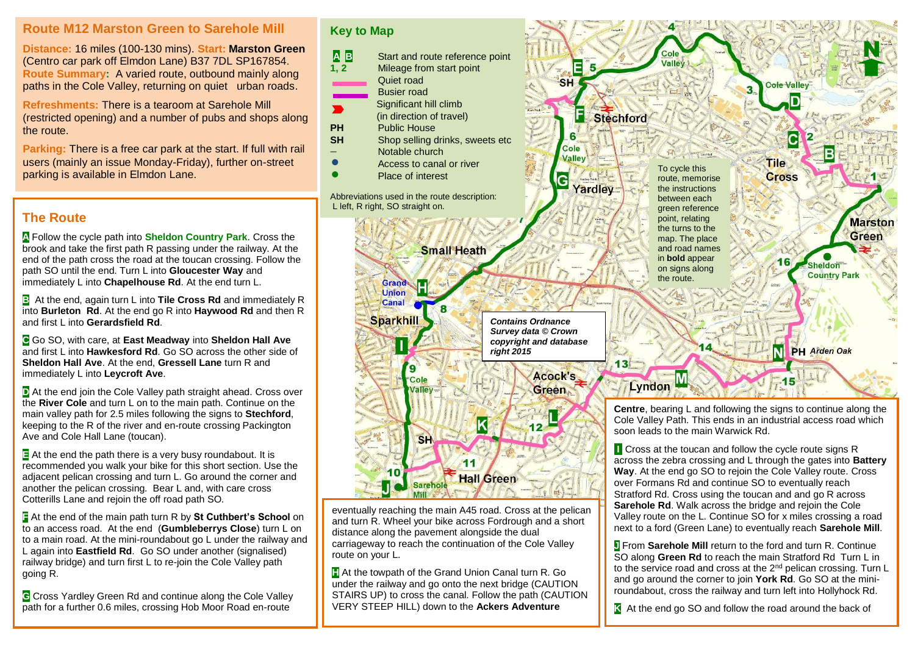## Route M12 Marston Green to Sarehole Mill

**Distance:** 16 miles (100-130 mins). **Start:** **Marston Green** (Centro car park off Elmdon Lane) B37 7DL SP167854. **Route Summary:** A varied route, outbound mainly along paths in the Cole Valley, returning on quiet urban roads.

**Refreshments:** There is a tearoom at Sarehole Mill (restricted opening) and a number of pubs and shops along the route.

**Parking:** There is a free car park at the start. If full with rail users (mainly an issue Monday-Friday), further on-street parking is available in Elmdon Lane.

## Key to Map

- **A B** Start and route reference point
- **1, 2** Mileage from start point
- Quiet road
- Busier road
- Significant hill climb (in direction of travel)
- **PH** Public House
- **SH** Shop selling drinks, sweets etc
- Notable church
- Access to canal or river
- Place of interest

Abbreviations used in the route description: L left, R right, SO straight on.

To cycle this route, memorise the instructions between each green reference point, relating the turns to the map. The place and road names in **bold** appear on signs along the route.

*Contains Ordnance Survey data © Crown copyright and database right 2015*

## The Route

**A** Follow the cycle path into **Sheldon Country Park**. Cross the brook and take the first path R passing under the railway. At the end of the path cross the road at the toucan crossing. Follow the path SO until the end. Turn L into **Gloucester Way** and immediately L into **Chapelhouse Rd**. At the end turn L.

**B** At the end, again turn L into **Tile Cross Rd** and immediately R into **Burleton Rd**. At the end go R into **Haywood Rd** and then R and first L into **Gerardsfield Rd**.

**C** Go SO, with care, at **East Meadway** into **Sheldon Hall Ave** and first L into **Hawkesford Rd**. Go SO across the other side of **Sheldon Hall Ave**. At the end, **Gressell Lane** turn R and immediately L into **Leycroft Ave**.

**D** At the end join the Cole Valley path straight ahead. Cross over the **River Cole** and turn L on to the main path. Continue on the main valley path for 2.5 miles following the signs to **Stechford**, keeping to the R of the river and en-route crossing Packington Ave and Cole Hall Lane (toucan).

**E** At the end the path there is a very busy roundabout. It is recommended you walk your bike for this short section. Use the adjacent pelican crossing and turn L. Go around the corner and another the pelican crossing. Bear L and, with care cross Cotterills Lane and rejoin the off road path SO.

**F** At the end of the main path turn R by **St Cuthbert's School** on to an access road. At the end (**Gumbleberrys Close**) turn L on to a main road. At the mini-roundabout go L under the railway and L again into **Eastfield Rd**. Go SO under another (signalised) railway bridge) and turn first L to re-join the Cole Valley path going R.

**G** Cross Yardley Green Rd and continue along the Cole Valley path for a further 0.6 miles, crossing Hob Moor Road en-route eventually reaching the main A45 road. Cross at the pelican and turn R. Wheel your bike across Fordrough and a short distance along the pavement alongside the dual carriageway to reach the continuation of the Cole Valley route on your L.

**H** At the towpath of the Grand Union Canal turn R. Go under the railway and go onto the next bridge (CAUTION STAIRS UP) to cross the canal. Follow the path (CAUTION VERY STEEP HILL) down to the **Ackers Adventure Centre**, bearing L and following the signs to continue along the Cole Valley Path. This ends in an industrial access road which soon leads to the main Warwick Rd.

**I** Cross at the toucan and follow the cycle route signs R across the zebra crossing and L through the gates into **Battery Way**. At the end go SO to rejoin the Cole Valley route. Cross over Formans Rd and continue SO to eventually reach Stratford Rd. Cross using the toucan and and go R across **Sarehole Rd**. Walk across the bridge and rejoin the Cole Valley route on the L. Continue SO for x miles crossing a road next to a ford (Green Lane) to eventually reach **Sarehole Mill**.

**J** From **Sarehole Mill** return to the ford and turn R. Continue SO along **Green Rd** to reach the main Stratford Rd Turn L in to the service road and cross at the 2nd pelican crossing. Turn L and go around the corner to join **York Rd**. Go SO at the mini-roundabout, cross the railway and turn left into Hollyhock Rd.

**K** At the end go SO and follow the road around the back of